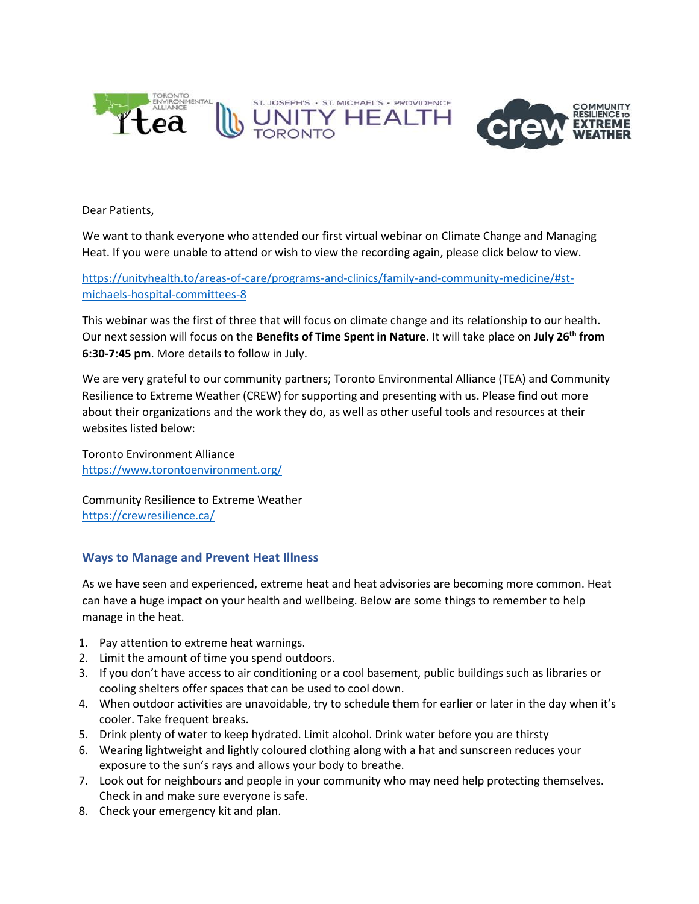Dear Patients,

We want to thank everyone who attended our first virtual webinar on Climate Change and Managing Heat. If you were unable to attend or wish to view the recording again, please click below to view.

https://unityhealth.to/areas-of-care/programs-and-clinics/family-and-community-medicine/#st-michaels-hospital-committees-8

This webinar was the first of three that will focus on climate change and its relationship to our health. Our next session will focus on the **Benefits of Time Spent in Nature.** It will take place on **July 26th from 6:30-7:45 pm**. More details to follow in July.

We are very grateful to our community partners; Toronto Environmental Alliance (TEA) and Community Resilience to Extreme Weather (CREW) for supporting and presenting with us. Please find out more about their organizations and the work they do, as well as other useful tools and resources at their websites listed below:

Toronto Environment Alliance
https://www.torontoenvironment.org/

Community Resilience to Extreme Weather
https://crewresilience.ca/

## Ways to Manage and Prevent Heat Illness

As we have seen and experienced, extreme heat and heat advisories are becoming more common. Heat can have a huge impact on your health and wellbeing. Below are some things to remember to help manage in the heat.

1. Pay attention to extreme heat warnings.
2. Limit the amount of time you spend outdoors.
3. If you don't have access to air conditioning or a cool basement, public buildings such as libraries or cooling shelters offer spaces that can be used to cool down.
4. When outdoor activities are unavoidable, try to schedule them for earlier or later in the day when it's cooler. Take frequent breaks.
5. Drink plenty of water to keep hydrated. Limit alcohol. Drink water before you are thirsty
6. Wearing lightweight and lightly coloured clothing along with a hat and sunscreen reduces your exposure to the sun's rays and allows your body to breathe.
7. Look out for neighbours and people in your community who may need help protecting themselves. Check in and make sure everyone is safe.
8. Check your emergency kit and plan.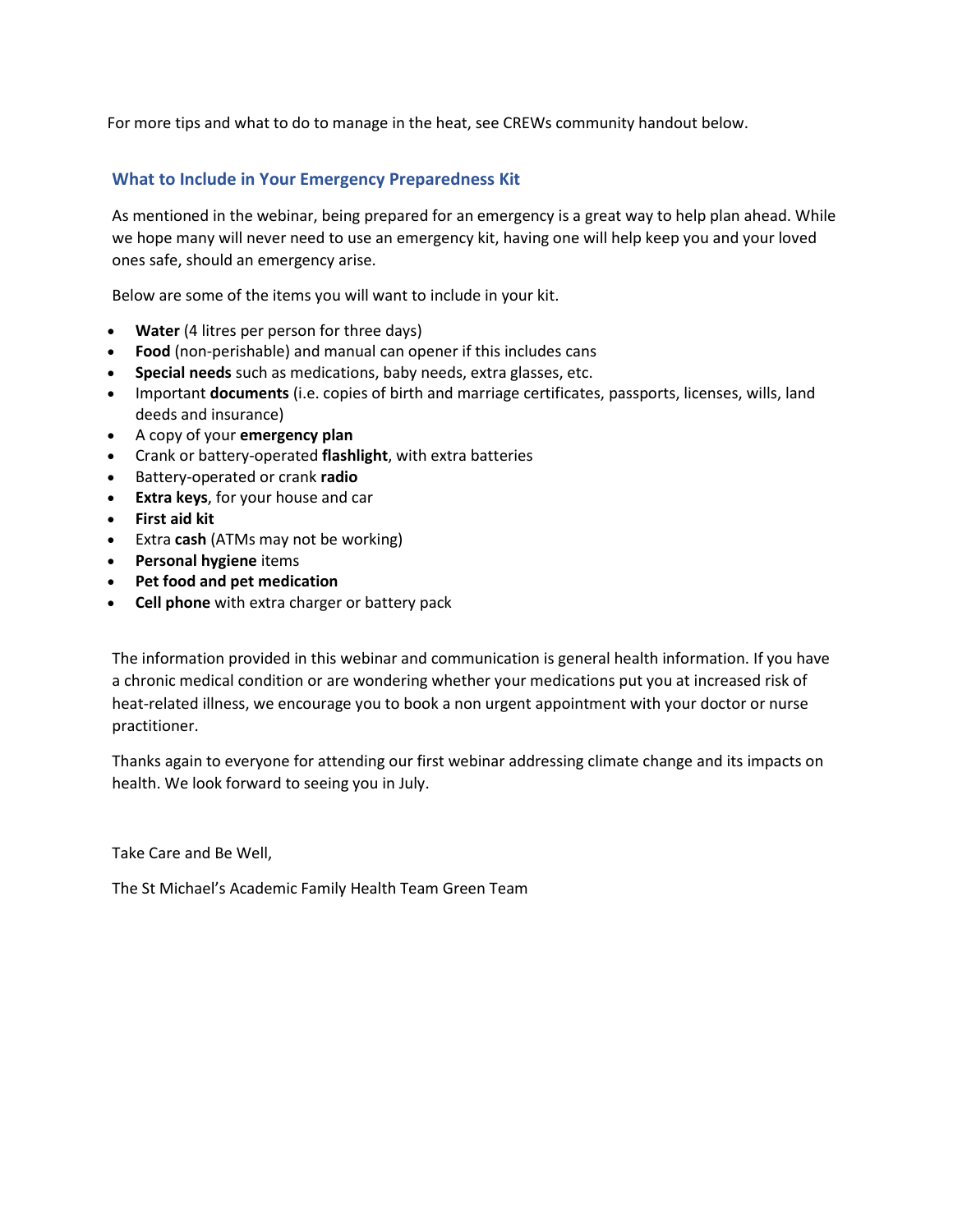For more tips and what to do to manage in the heat, see CREWs community handout below.

## What to Include in Your Emergency Preparedness Kit

As mentioned in the webinar, being prepared for an emergency is a great way to help plan ahead. While we hope many will never need to use an emergency kit, having one will help keep you and your loved ones safe, should an emergency arise.

Below are some of the items you will want to include in your kit.

- **Water** (4 litres per person for three days)
- **Food** (non-perishable) and manual can opener if this includes cans
- **Special needs** such as medications, baby needs, extra glasses, etc.
- Important **documents** (i.e. copies of birth and marriage certificates, passports, licenses, wills, land deeds and insurance)
- A copy of your **emergency plan**
- Crank or battery-operated **flashlight**, with extra batteries
- Battery-operated or crank **radio**
- **Extra keys**, for your house and car
- **First aid kit**
- Extra **cash** (ATMs may not be working)
- **Personal hygiene** items
- **Pet food and pet medication**
- **Cell phone** with extra charger or battery pack

The information provided in this webinar and communication is general health information. If you have a chronic medical condition or are wondering whether your medications put you at increased risk of heat-related illness, we encourage you to book a non urgent appointment with your doctor or nurse practitioner.

Thanks again to everyone for attending our first webinar addressing climate change and its impacts on health. We look forward to seeing you in July.

Take Care and Be Well,

The St Michael's Academic Family Health Team Green Team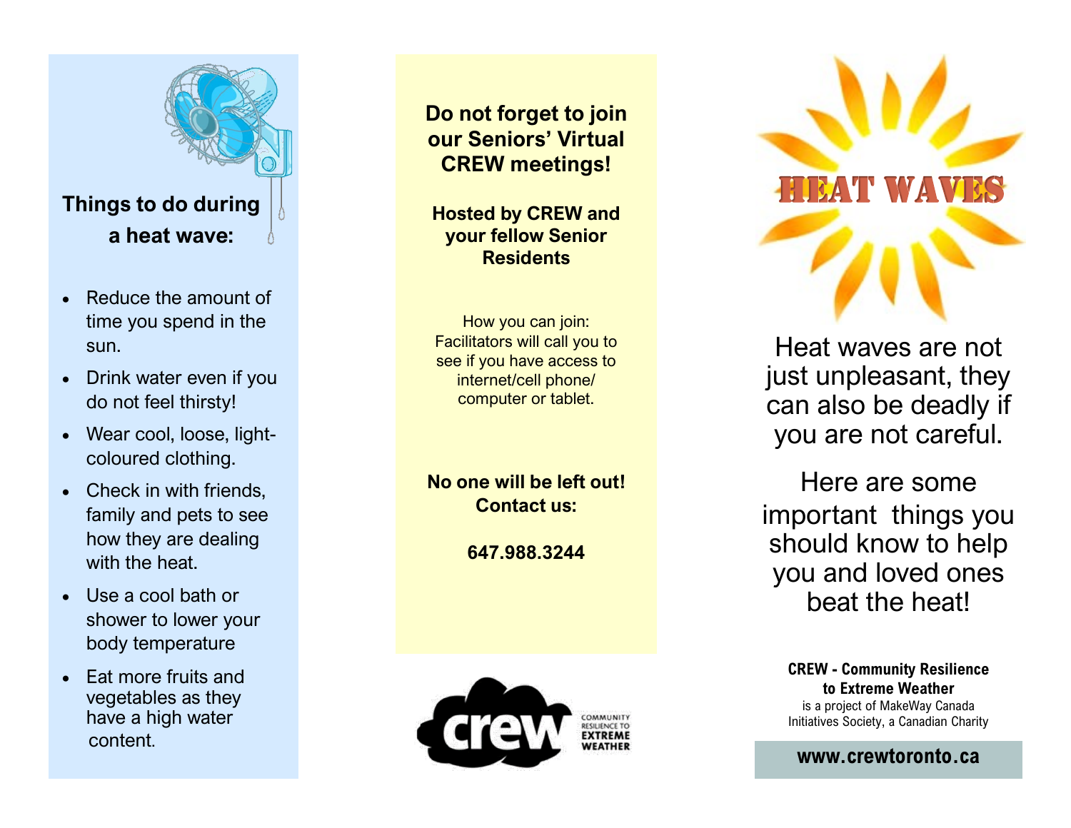## Things to do during a heat wave:

- Reduce the amount of time you spend in the sun.
- Drink water even if you do not feel thirsty!
- Wear cool, loose, light-coloured clothing.
- Check in with friends, family and pets to see how they are dealing with the heat.
- Use a cool bath or shower to lower your body temperature
- Eat more fruits and vegetables as they have a high water content.

## Do not forget to join our Seniors' Virtual CREW meetings!

**Hosted by CREW and your fellow Senior Residents**

How you can join:
Facilitators will call you to see if you have access to internet/cell phone/ computer or tablet.

**No one will be left out!**
**Contact us:**

**647.988.3244**

crew COMMUNITY RESILIENCE TO EXTREME WEATHER

# HEAT WAVES

Heat waves are not just unpleasant, they can also be deadly if you are not careful.

Here are some important things you should know to help you and loved ones beat the heat!

**CREW - Community Resilience to Extreme Weather**
is a project of MakeWay Canada Initiatives Society, a Canadian Charity

**www.crewtoronto.ca**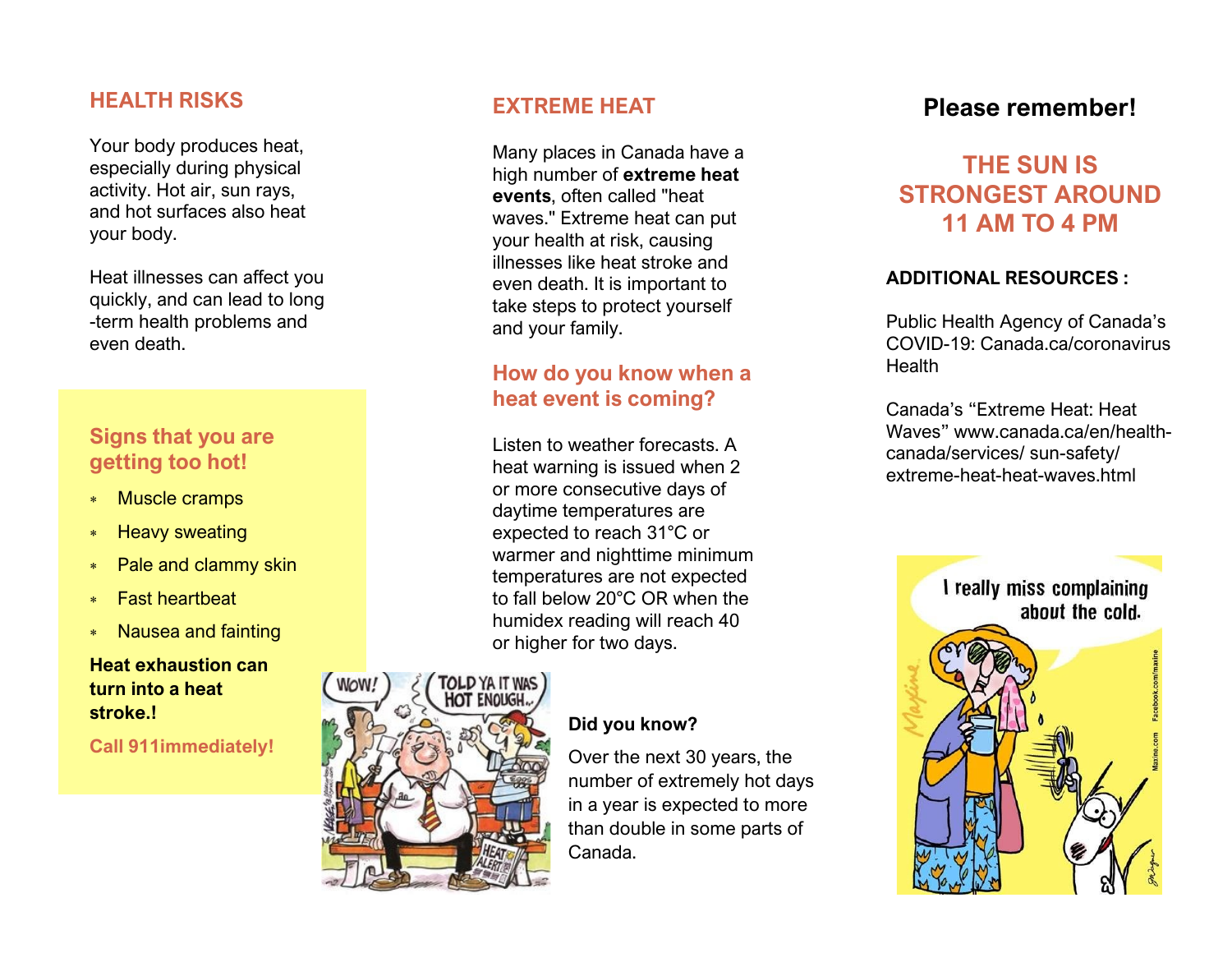## HEALTH RISKS

Your body produces heat, especially during physical activity. Hot air, sun rays, and hot surfaces also heat your body.

Heat illnesses can affect you quickly, and can lead to long -term health problems and even death.

### Signs that you are getting too hot!

* Muscle cramps
* Heavy sweating
* Pale and clammy skin
* Fast heartbeat
* Nausea and fainting

**Heat exhaustion can turn into a heat stroke.!**

**Call 911immediately!**

## EXTREME HEAT

Many places in Canada have a high number of **extreme heat events**, often called "heat waves." Extreme heat can put your health at risk, causing illnesses like heat stroke and even death. It is important to take steps to protect yourself and your family.

### How do you know when a heat event is coming?

Listen to weather forecasts. A heat warning is issued when 2 or more consecutive days of daytime temperatures are expected to reach 31°C or warmer and nighttime minimum temperatures are not expected to fall below 20°C OR when the humidex reading will reach 40 or higher for two days.

**Did you know?**

Over the next 30 years, the number of extremely hot days in a year is expected to more than double in some parts of Canada.

## Please remember!

### THE SUN IS STRONGEST AROUND 11 AM TO 4 PM

**ADDITIONAL RESOURCES :**

Public Health Agency of Canada's COVID-19: Canada.ca/coronavirus Health

Canada's "Extreme Heat: Heat Waves" www.canada.ca/en/health-canada/services/ sun-safety/ extreme-heat-heat-waves.html